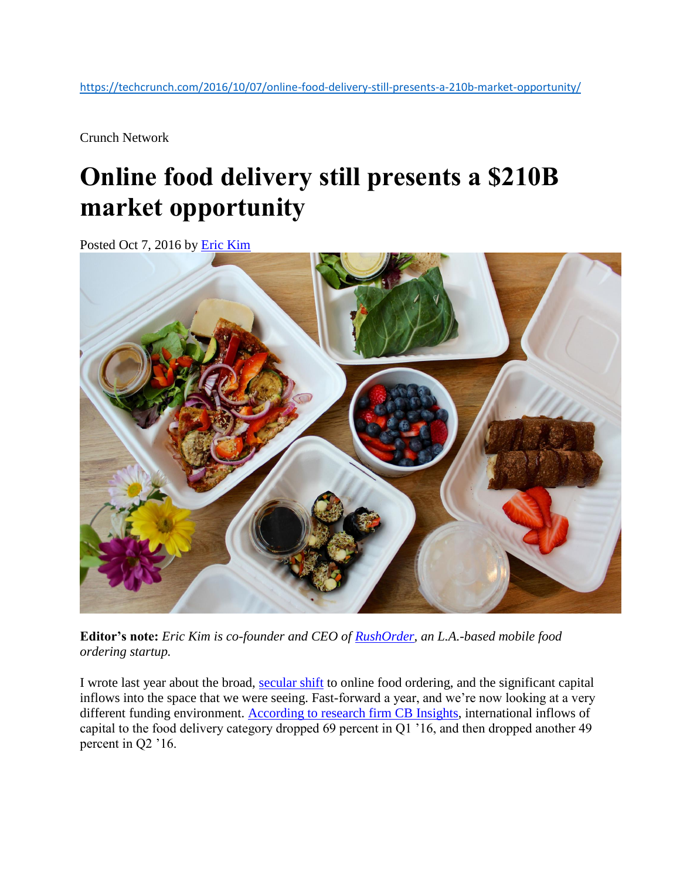https://techcrunch.com/2016/10/07/online-food-delivery-still-presents-a-210b-market-opportunity/

Crunch Network

# Online food delivery still presents a $210B market opportunity

Posted Oct 7, 2016 by [Eric Kim](#)

**Editor's note:** *Eric Kim is co-founder and CEO of [RushOrder](#), an L.A.-based mobile food ordering startup.*

I wrote last year about the broad, [secular shift](#) to online food ordering, and the significant capital inflows into the space that we were seeing. Fast-forward a year, and we're now looking at a very different funding environment. [According to research firm CB Insights](#), international inflows of capital to the food delivery category dropped 69 percent in Q1 '16, and then dropped another 49 percent in Q2 '16.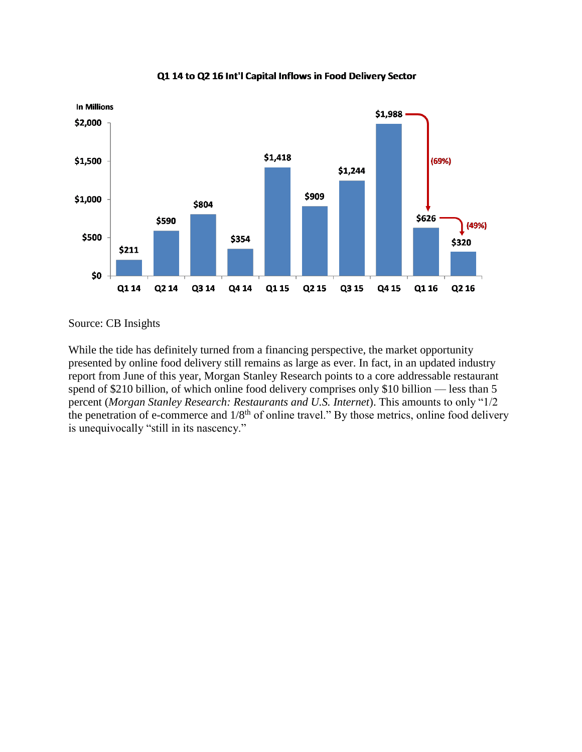**Q1 14 to Q2 16 Int'l Capital Inflows in Food Delivery Sector**

In Millions

| Quarter | Capital Inflows |
|---|---|
| Q1 14 | $211 |
| Q2 14 | $590 |
| Q3 14 | $804 |
| Q4 14 | $354 |
| Q1 15 | $1,418 |
| Q2 15 | $909 |
| Q3 15 | $1,244 |
| Q4 15 | $1,988 |
| Q1 16 | $626 |
| Q2 16 | $320 |

Q4 15 to Q1 16: (69%); Q1 16 to Q2 16: (49%)

Source: CB Insights

While the tide has definitely turned from a financing perspective, the market opportunity presented by online food delivery still remains as large as ever. In fact, in an updated industry report from June of this year, Morgan Stanley Research points to a core addressable restaurant spend of $210 billion, of which online food delivery comprises only $10 billion — less than 5 percent (*Morgan Stanley Research: Restaurants and U.S. Internet*). This amounts to only "1/2 the penetration of e-commerce and 1/8th of online travel." By those metrics, online food delivery is unequivocally "still in its nascency."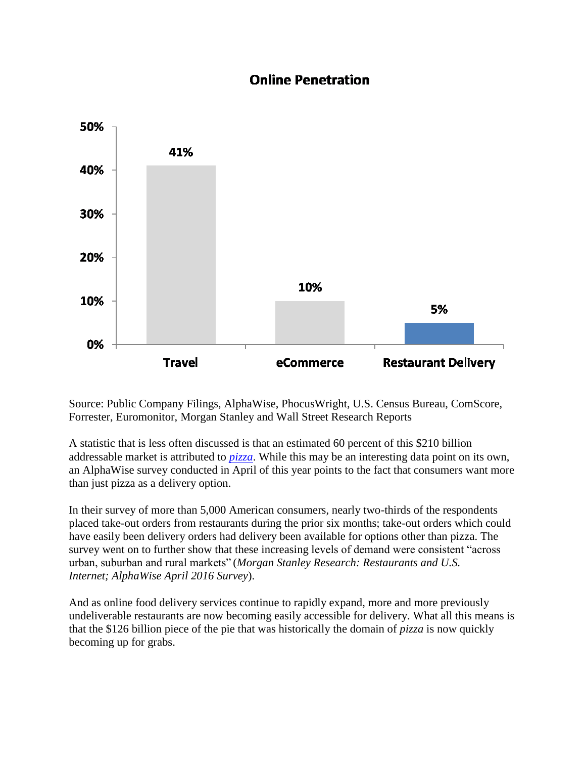**Online Penetration**

| Category | Online Penetration |
|---|---|
| Travel | 41% |
| eCommerce | 10% |
| Restaurant Delivery | 5% |

Source: Public Company Filings, AlphaWise, PhocusWright, U.S. Census Bureau, ComScore, Forrester, Euromonitor, Morgan Stanley and Wall Street Research Reports

A statistic that is less often discussed is that an estimated 60 percent of this $210 billion addressable market is attributed to *pizza*. While this may be an interesting data point on its own, an AlphaWise survey conducted in April of this year points to the fact that consumers want more than just pizza as a delivery option.

In their survey of more than 5,000 American consumers, nearly two-thirds of the respondents placed take-out orders from restaurants during the prior six months; take-out orders which could have easily been delivery orders had delivery been available for options other than pizza. The survey went on to further show that these increasing levels of demand were consistent "across urban, suburban and rural markets" (*Morgan Stanley Research: Restaurants and U.S. Internet; AlphaWise April 2016 Survey*).

And as online food delivery services continue to rapidly expand, more and more previously undeliverable restaurants are now becoming easily accessible for delivery. What all this means is that the $126 billion piece of the pie that was historically the domain of *pizza* is now quickly becoming up for grabs.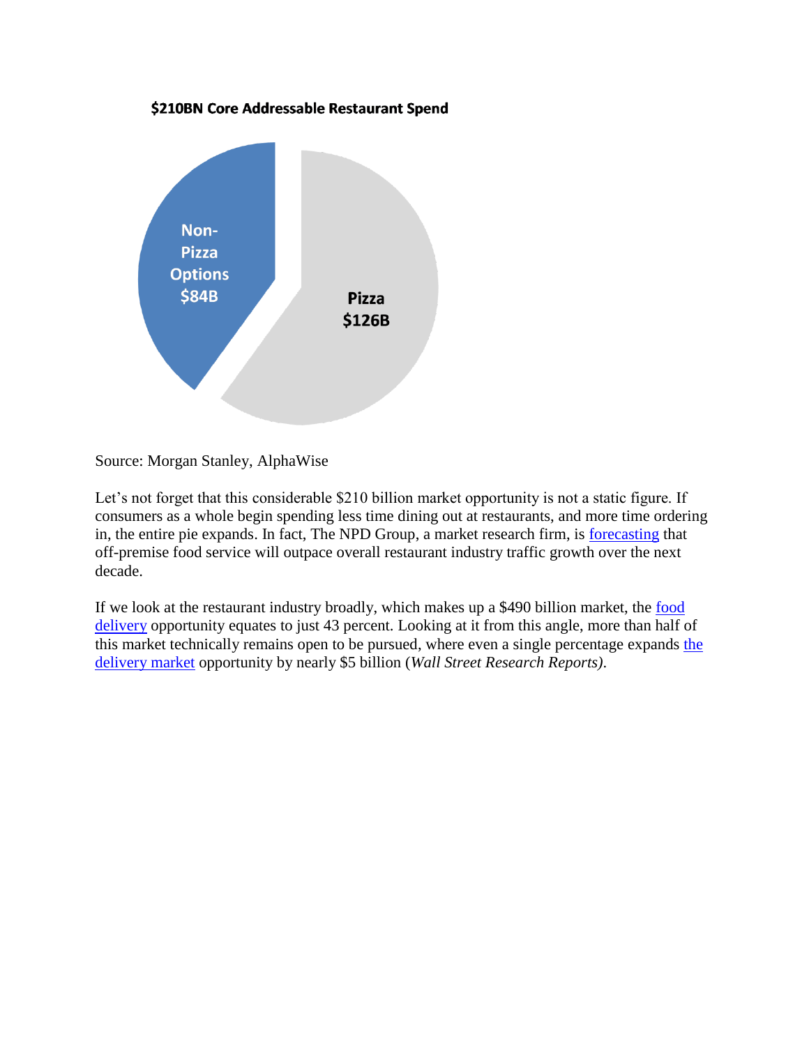**$210BN Core Addressable Restaurant Spend**

Non-Pizza Options $84B

Pizza $126B

Source: Morgan Stanley, AlphaWise

Let's not forget that this considerable $210 billion market opportunity is not a static figure. If consumers as a whole begin spending less time dining out at restaurants, and more time ordering in, the entire pie expands. In fact, The NPD Group, a market research firm, is forecasting that off-premise food service will outpace overall restaurant industry traffic growth over the next decade.

If we look at the restaurant industry broadly, which makes up a $490 billion market, the food delivery opportunity equates to just 43 percent. Looking at it from this angle, more than half of this market technically remains open to be pursued, where even a single percentage expands the delivery market opportunity by nearly $5 billion (*Wall Street Research Reports)*.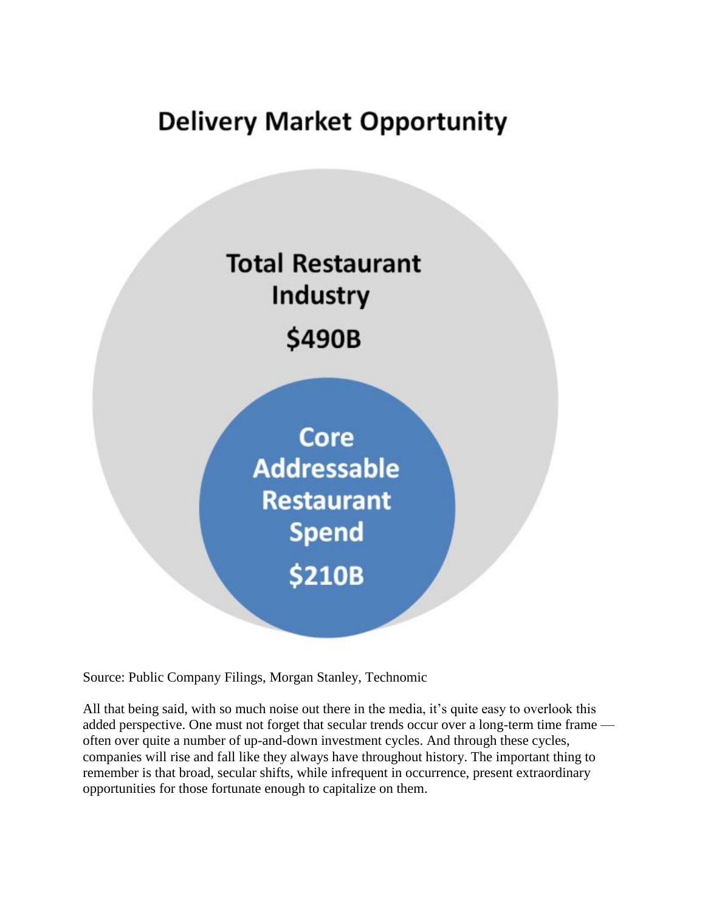## Delivery Market Opportunity

Total Restaurant Industry

$490B

Core Addressable Restaurant Spend

$210B

Source: Public Company Filings, Morgan Stanley, Technomic

All that being said, with so much noise out there in the media, it's quite easy to overlook this added perspective. One must not forget that secular trends occur over a long-term time frame — often over quite a number of up-and-down investment cycles. And through these cycles, companies will rise and fall like they always have throughout history. The important thing to remember is that broad, secular shifts, while infrequent in occurrence, present extraordinary opportunities for those fortunate enough to capitalize on them.